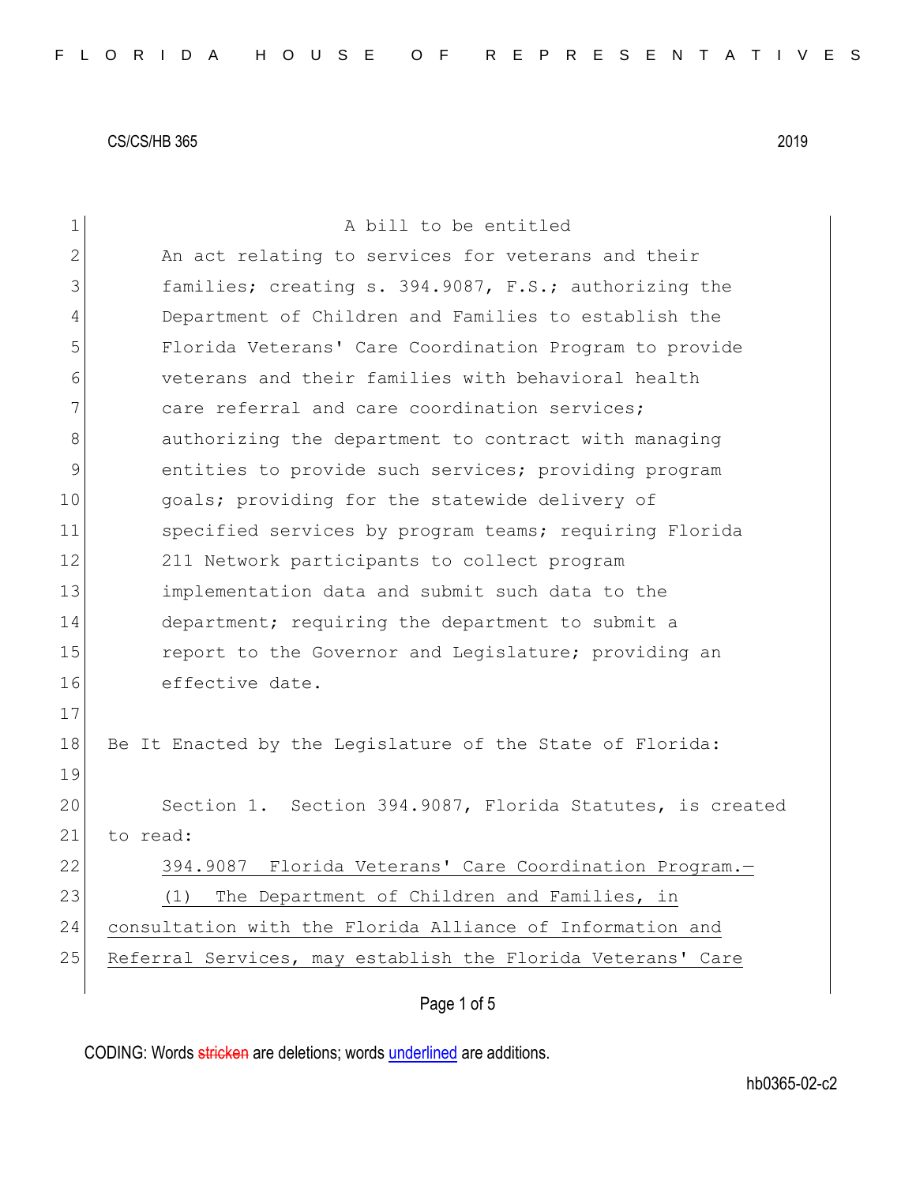CS/CS/HB 365 2019

A bill to be entitled

An act relating to services for veterans and their families; creating s. 394.9087, F.S.; authorizing the Department of Children and Families to establish the Florida Veterans' Care Coordination Program to provide veterans and their families with behavioral health care referral and care coordination services; authorizing the department to contract with managing entities to provide such services; providing program goals; providing for the statewide delivery of specified services by program teams; requiring Florida 211 Network participants to collect program implementation data and submit such data to the department; requiring the department to submit a report to the Governor and Legislature; providing an effective date.

Be It Enacted by the Legislature of the State of Florida:

Section 1. Section 394.9087, Florida Statutes, is created to read:

394.9087 Florida Veterans' Care Coordination Program.—

(1) The Department of Children and Families, in consultation with the Florida Alliance of Information and Referral Services, may establish the Florida Veterans' Care

CODING: Words stricken are deletions; words underlined are additions.

hb0365-02-c2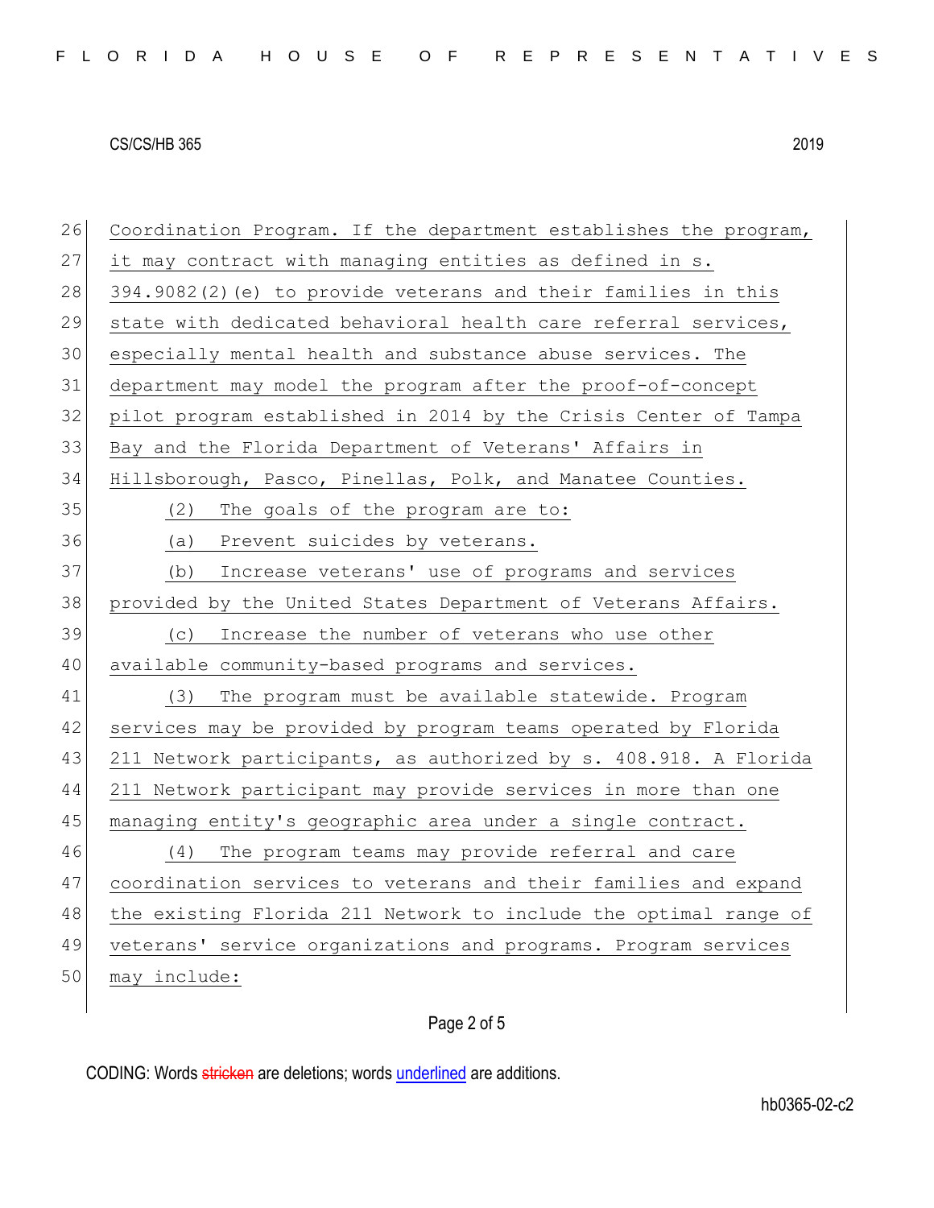Coordination Program. If the department establishes the program, it may contract with managing entities as defined in s. 394.9082(2)(e) to provide veterans and their families in this state with dedicated behavioral health care referral services, especially mental health and substance abuse services. The department may model the program after the proof-of-concept pilot program established in 2014 by the Crisis Center of Tampa Bay and the Florida Department of Veterans' Affairs in Hillsborough, Pasco, Pinellas, Polk, and Manatee Counties.

(2) The goals of the program are to:

(a) Prevent suicides by veterans.

(b) Increase veterans' use of programs and services provided by the United States Department of Veterans Affairs.

(c) Increase the number of veterans who use other available community-based programs and services.

(3) The program must be available statewide. Program services may be provided by program teams operated by Florida 211 Network participants, as authorized by s. 408.918. A Florida 211 Network participant may provide services in more than one managing entity's geographic area under a single contract.

(4) The program teams may provide referral and care coordination services to veterans and their families and expand the existing Florida 211 Network to include the optimal range of veterans' service organizations and programs. Program services may include: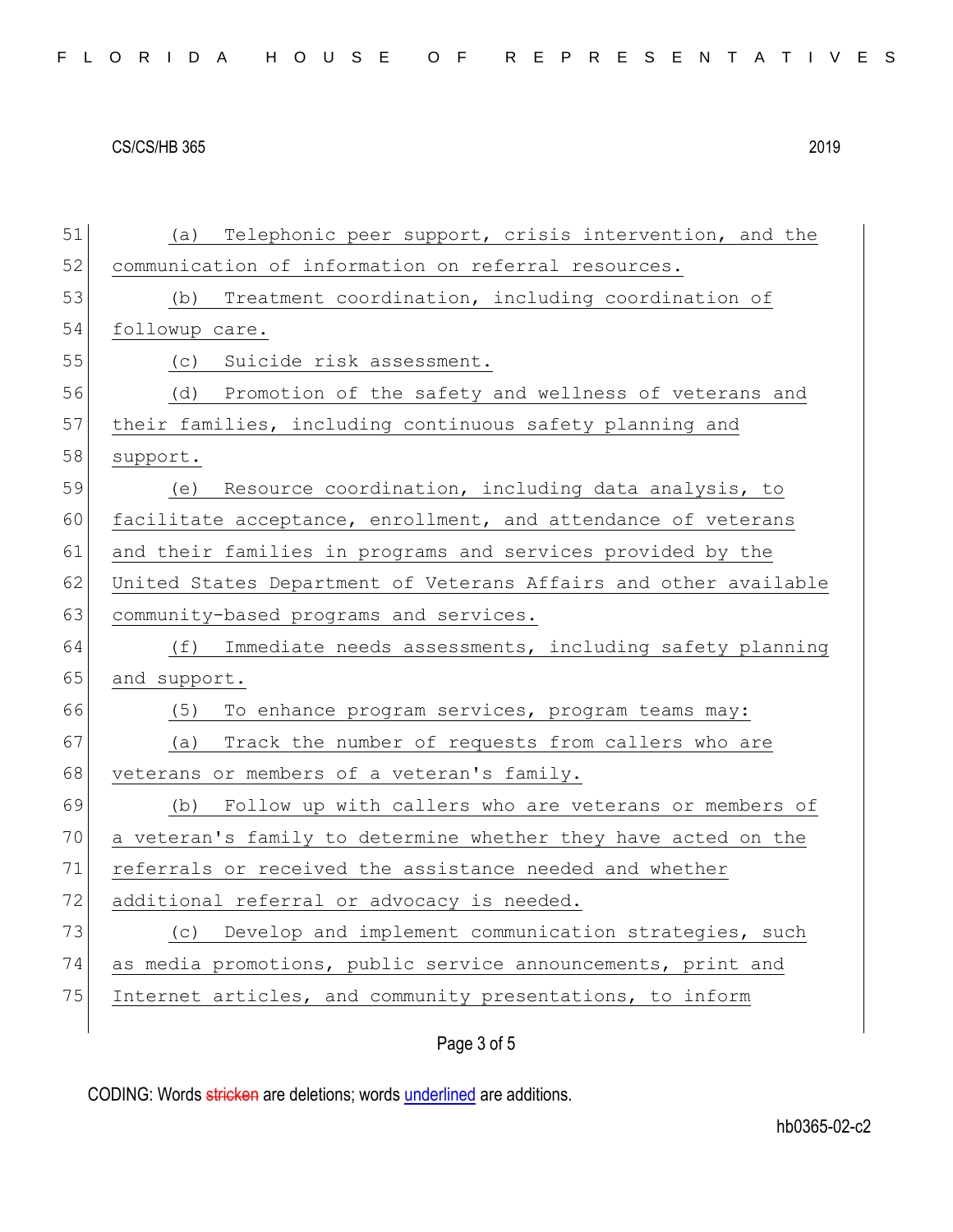(a) Telephonic peer support, crisis intervention, and the communication of information on referral resources.

(b) Treatment coordination, including coordination of followup care.

(c) Suicide risk assessment.

(d) Promotion of the safety and wellness of veterans and their families, including continuous safety planning and support.

(e) Resource coordination, including data analysis, to facilitate acceptance, enrollment, and attendance of veterans and their families in programs and services provided by the United States Department of Veterans Affairs and other available community-based programs and services.

(f) Immediate needs assessments, including safety planning and support.

(5) To enhance program services, program teams may:

(a) Track the number of requests from callers who are veterans or members of a veteran's family.

(b) Follow up with callers who are veterans or members of a veteran's family to determine whether they have acted on the referrals or received the assistance needed and whether additional referral or advocacy is needed.

(c) Develop and implement communication strategies, such as media promotions, public service announcements, print and Internet articles, and community presentations, to inform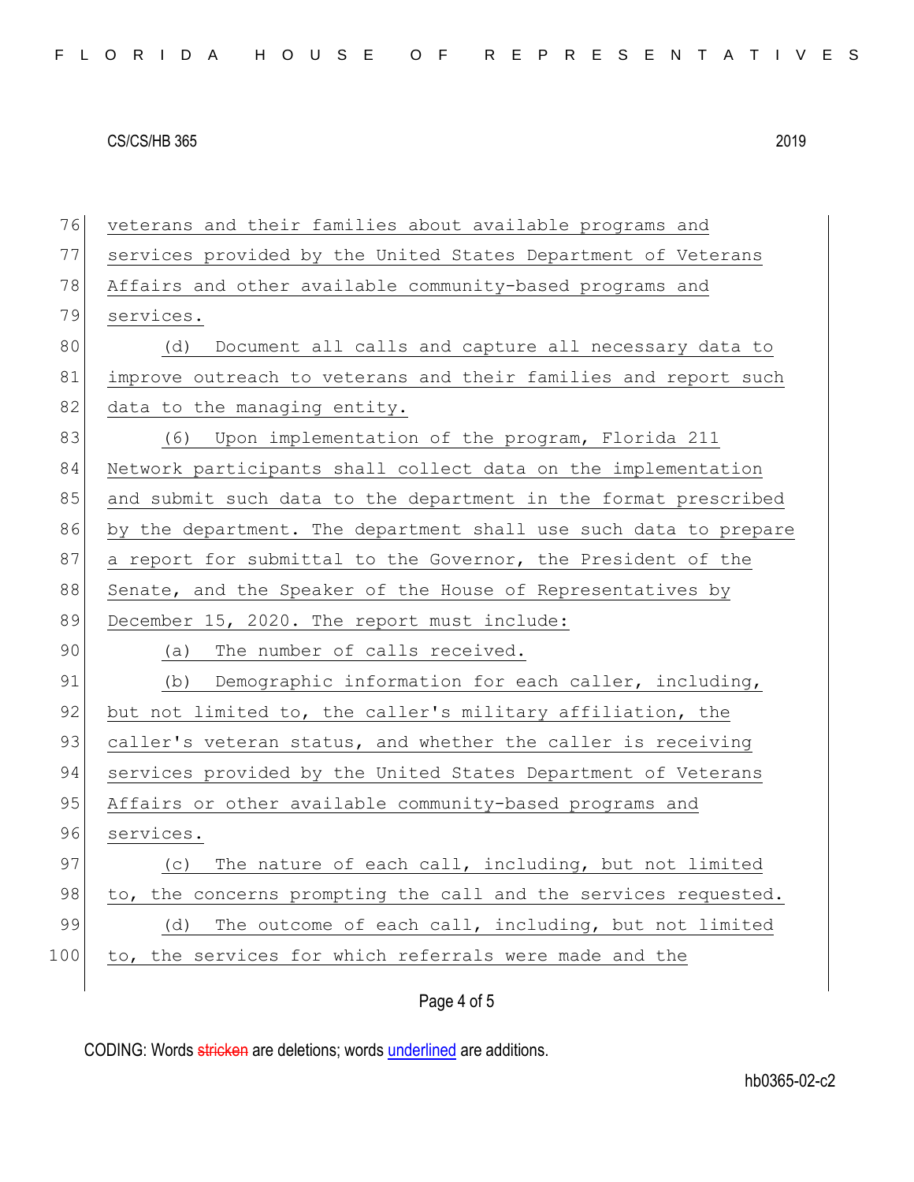veterans and their families about available programs and services provided by the United States Department of Veterans Affairs and other available community-based programs and services.

(d) Document all calls and capture all necessary data to improve outreach to veterans and their families and report such data to the managing entity.

(6) Upon implementation of the program, Florida 211 Network participants shall collect data on the implementation and submit such data to the department in the format prescribed by the department. The department shall use such data to prepare a report for submittal to the Governor, the President of the Senate, and the Speaker of the House of Representatives by December 15, 2020. The report must include:

(a) The number of calls received.

(b) Demographic information for each caller, including, but not limited to, the caller's military affiliation, the caller's veteran status, and whether the caller is receiving services provided by the United States Department of Veterans Affairs or other available community-based programs and services.

(c) The nature of each call, including, but not limited to, the concerns prompting the call and the services requested.

(d) The outcome of each call, including, but not limited to, the services for which referrals were made and the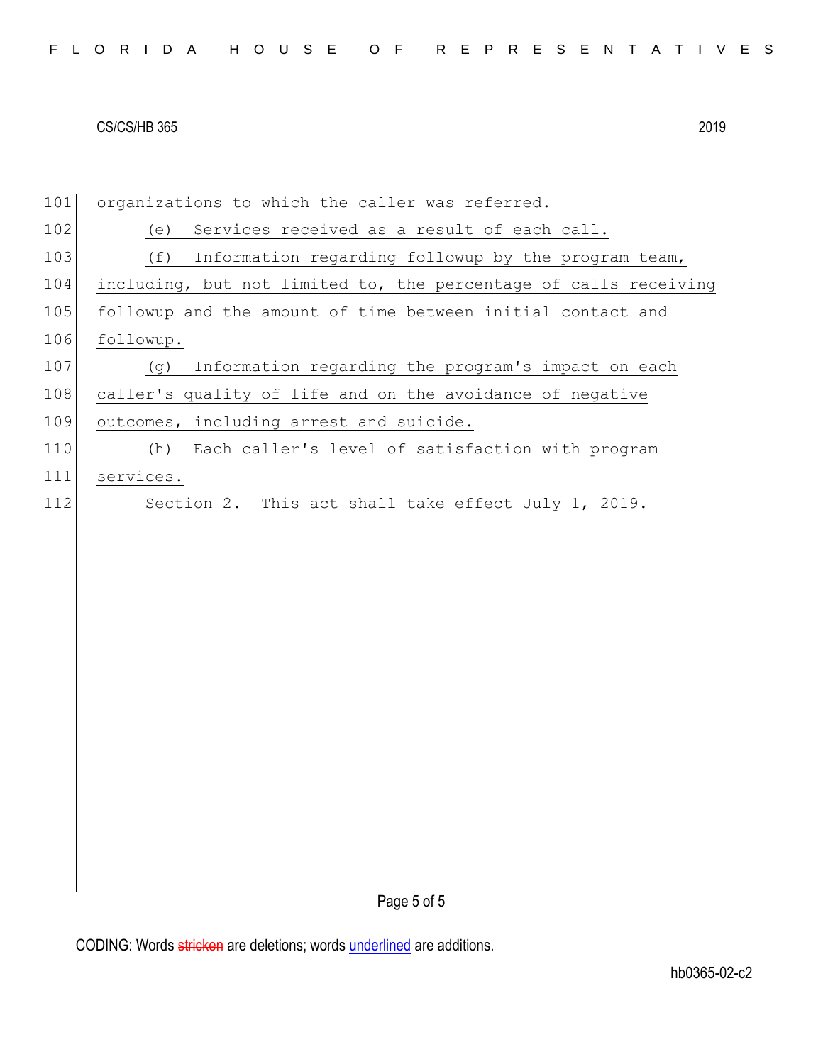organizations to which the caller was referred.

(e) Services received as a result of each call.

(f) Information regarding followup by the program team, including, but not limited to, the percentage of calls receiving followup and the amount of time between initial contact and followup.

(g) Information regarding the program's impact on each caller's quality of life and on the avoidance of negative outcomes, including arrest and suicide.

(h) Each caller's level of satisfaction with program services.

Section 2. This act shall take effect July 1, 2019.

CODING: Words stricken are deletions; words underlined are additions.